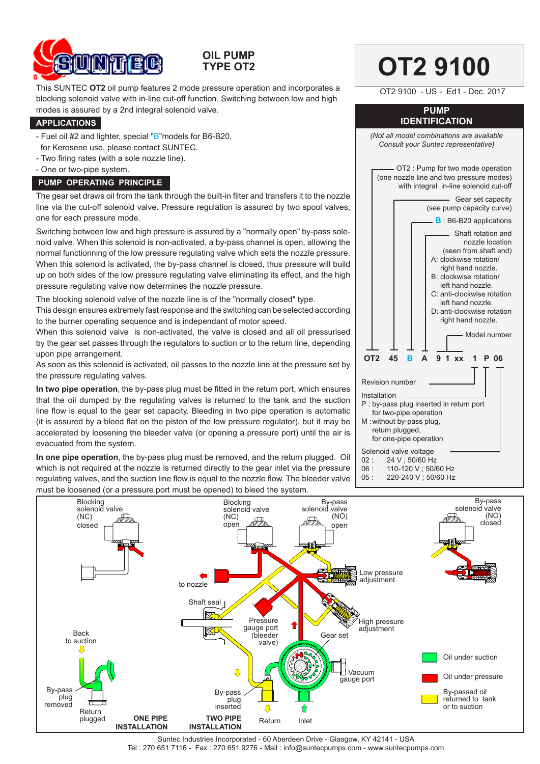# OIL PUMP TYPE OT2

# OT2 9100

OT2 9100 - US - Ed1 - Dec. 2017

This SUNTEC **OT2** oil pump features 2 mode pressure operation and incorporates a blocking solenoid valve with in-line cut-off function. Switching between low and high modes is assured by a 2nd integral solenoid valve.

## APPLICATIONS

- Fuel oil #2 and lighter, special "B"models for B6-B20, for Kerosene use, please contact SUNTEC.
- Two firing rates (with a sole nozzle line).
- One or two-pipe system.

## PUMP OPERATING PRINCIPLE

The gear set draws oil from the tank through the built-in filter and transfers it to the nozzle line via the cut-off solenoid valve. Pressure regulation is assured by two spool valves, one for each pressure mode.

Switching between low and high pressure is assured by a "normally open" by-pass solenoid valve. When this solenoid is non-activated, a by-pass channel is open, allowing the normal functionning of the low pressure regulating valve which sets the nozzle pressure. When this solenoid is activated, the by-pass channel is closed, thus pressure will build up on both sides of the low pressure regulating valve eliminating its effect, and the high pressure regulating valve now determines the nozzle pressure.

The blocking solenoid valve of the nozzle line is of the "normally closed" type.
This design ensures extremely fast response and the switching can be selected according to the burner operating sequence and is independant of motor speed.
When this solenoid valve is non-activated, the valve is closed and all oil pressurised by the gear set passes through the regulators to suction or to the return line, depending upon pipe arrangement.
As soon as this solenoid is activated, oil passes to the nozzle line at the pressure set by the pressure regulating valves.

**In two pipe operation**, the by-pass plug must be fitted in the return port, which ensures that the oil dumped by the regulating valves is returned to the tank and the suction line flow is equal to the gear set capacity. Bleeding in two pipe operation is automatic (it is assured by a bleed flat on the piston of the low pressure regulator), but it may be accelerated by loosening the bleeder valve (or opening a pressure port) until the air is evacuated from the system.

**In one pipe operation**, the by-pass plug must be removed, and the return plugged. Oil which is not required at the nozzle is returned directly to the gear inlet via the pressure regulating valves, and the suction line flow is equal to the nozzle flow. The bleeder valve must be loosened (or a pressure port must be opened) to bleed the system.

## PUMP IDENTIFICATION

*(Not all model combinations are available Consult your Suntec representative)*

**OT2 45 B A 9 1 xx 1 P 06**

- OT2 : Pump for two mode operation (one nozzle line and two pressure modes) with integral in-line solenoid cut-off
- 45 : Gear set capacity (see pump capacity curve)
- B : B6-B20 applications
- A : Shaft rotation and nozzle location (seen from shaft end)
  - A: clockwise rotation/ right hand nozzle.
  - B: clockwise rotation/ left hand nozzle.
  - C: anti-clockwise rotation left hand nozzle.
  - D: anti-clockwise rotation right hand nozzle.
- 9 1 xx : Model number
- 1 : Revision number
- P : Installation
  - P : by-pass plug inserted in return port for two-pipe operation
  - M : without by-pass plug, return plugged, for one-pipe operation
- 06 : Solenoid valve voltage
  - 02 : 24 V ; 50/60 Hz
  - 06 : 110-120 V ; 50/60 Hz
  - 05 : 220-240 V ; 50/60 Hz

Blocking solenoid valve (NC) closed — Blocking solenoid valve (NC) open — By-pass solenoid valve (NO) open — By-pass solenoid valve (NO) closed — to nozzle — Low pressure adjustment — Shaft seal — Pressure gauge port (bleeder valve) — High pressure adjustment — Gear set — Back to suction — Vacuum gauge port — By-pass plug removed — Return plugged — By-pass plug inserted — Return — Inlet

**ONE PIPE INSTALLATION** — **TWO PIPE INSTALLATION**

- Oil under suction
- Oil under pressure
- By-passed oil returned to tank or to suction

Suntec Industries Incorporated - 60 Aberdeen Drive - Glasgow, KY 42141 - USA
Tel : 270 651 7116 - Fax : 270 651 9276 - Mail : info@suntecpumps.com - www.suntecpumps.com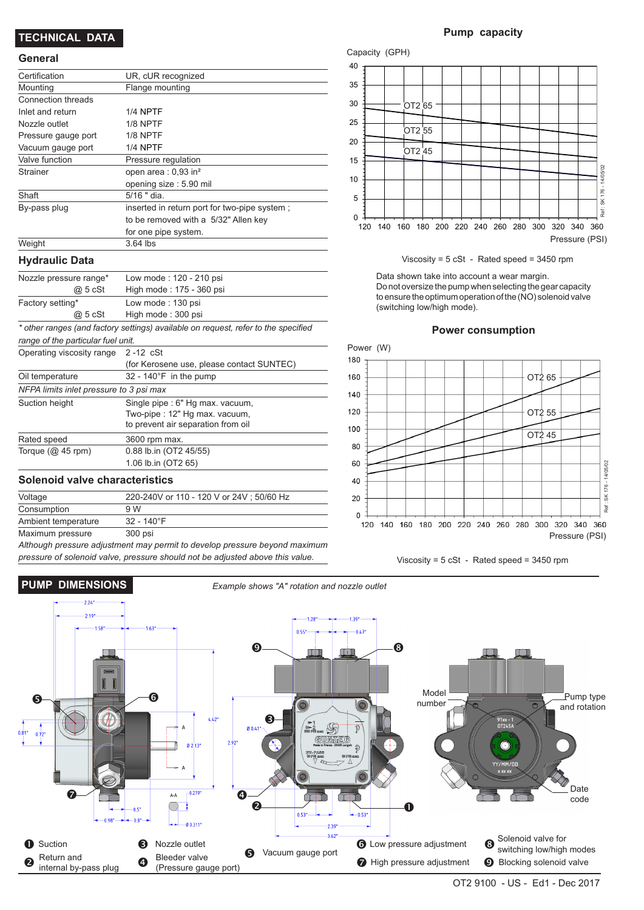## TECHNICAL DATA

### General

| | |
|---|---|
| Certification | UR, cUR recognized |
| Mounting | Flange mounting |
| Connection threads | |
| Inlet and return | 1/4 NPTF |
| Nozzle outlet | 1/8 NPTF |
| Pressure gauge port | 1/8 NPTF |
| Vacuum gauge port | 1/4 NPTF |
| Valve function | Pressure regulation |
| Strainer | open area : 0,93 in² opening size : 5.90 mil |
| Shaft | 5/16 " dia. |
| By-pass plug | inserted in return port for two-pipe system ; to be removed with a 5/32" Allen key for one pipe system. |
| Weight | 3.64 lbs |

### Hydraulic Data

| | |
|---|---|
| Nozzle pressure range* @ 5 cSt | Low mode : 120 - 210 psi High mode : 175 - 360 psi |
| Factory setting* @ 5 cSt | Low mode : 130 psi High mode : 300 psi |

*\* other ranges (and factory settings) available on request, refer to the specified range of the particular fuel unit.*

| | |
|---|---|
| Operating viscosity range | 2 -12 cSt (for Kerosene use, please contact SUNTEC) |
| Oil temperature | 32 - 140°F in the pump |

*NFPA limits inlet pressure to 3 psi max*

| | |
|---|---|
| Suction height | Single pipe : 6" Hg max. vacuum, Two-pipe : 12" Hg max. vacuum, to prevent air separation from oil |
| Rated speed | 3600 rpm max. |
| Torque (@ 45 rpm) | 0.88 lb.in (OT2 45/55) 1.06 lb.in (OT2 65) |

### Solenoid valve characteristics

| | |
|---|---|
| Voltage | 220-240V or 110 - 120 V or 24V ; 50/60 Hz |
| Consumption | 9 W |
| Ambient temperature | 32 - 140°F |
| Maximum pressure | 300 psi |

*Although pressure adjustment may permit to develop pressure beyond maximum pressure of solenoid valve, pressure should not be adjusted above this value.*

### Pump capacity

Capacity (GPH)

0 5 10 15 20 25 30 35 40

OT2 65

OT2 55

OT2 45

120 140 160 180 200 220 240 260 280 300 320 340 360

Pressure (PSI)

Ref : SK 176 - 14/05/02

Viscosity = 5 cSt - Rated speed = 3450 rpm

Data shown take into account a wear margin.
Do not oversize the pump when selecting the gear capacity to ensure the optimum operation of the (NO) solenoid valve (switching low/high mode).

### Power consumption

Power (W)

0 20 40 60 80 100 120 140 160 180

OT2 65

OT2 55

OT2 45

120 140 160 180 200 220 240 260 280 300 320 340 360

Pressure (PSI)

Ref : SK 176 - 14/05/02

Viscosity = 5 cSt - Rated speed = 3450 rpm

## PUMP DIMENSIONS

*Example shows "A" rotation and nozzle outlet*

2.24" 2.19" 1.58" 1.63" 4.42" 0.81" 0.72" Ø 2.13" A A A-A 0.279" 0.5" 0.98" 0.8" Ø 0.311" 1.28" 1.39" 0.55" 0.47" Ø 0.41" 2.92" 0.53" 0.53" 2.39" 3.62"

Model number

Pump type and rotation

Date code

1. Suction
2. Return and internal by-pass plug
3. Nozzle outlet
4. Bleeder valve (Pressure gauge port)
5. Vacuum gauge port
6. Low pressure adjustment
7. High pressure adjustment
8. Solenoid valve for switching low/high modes
9. Blocking solenoid valve

OT2 9100 - US - Ed1 - Dec 2017